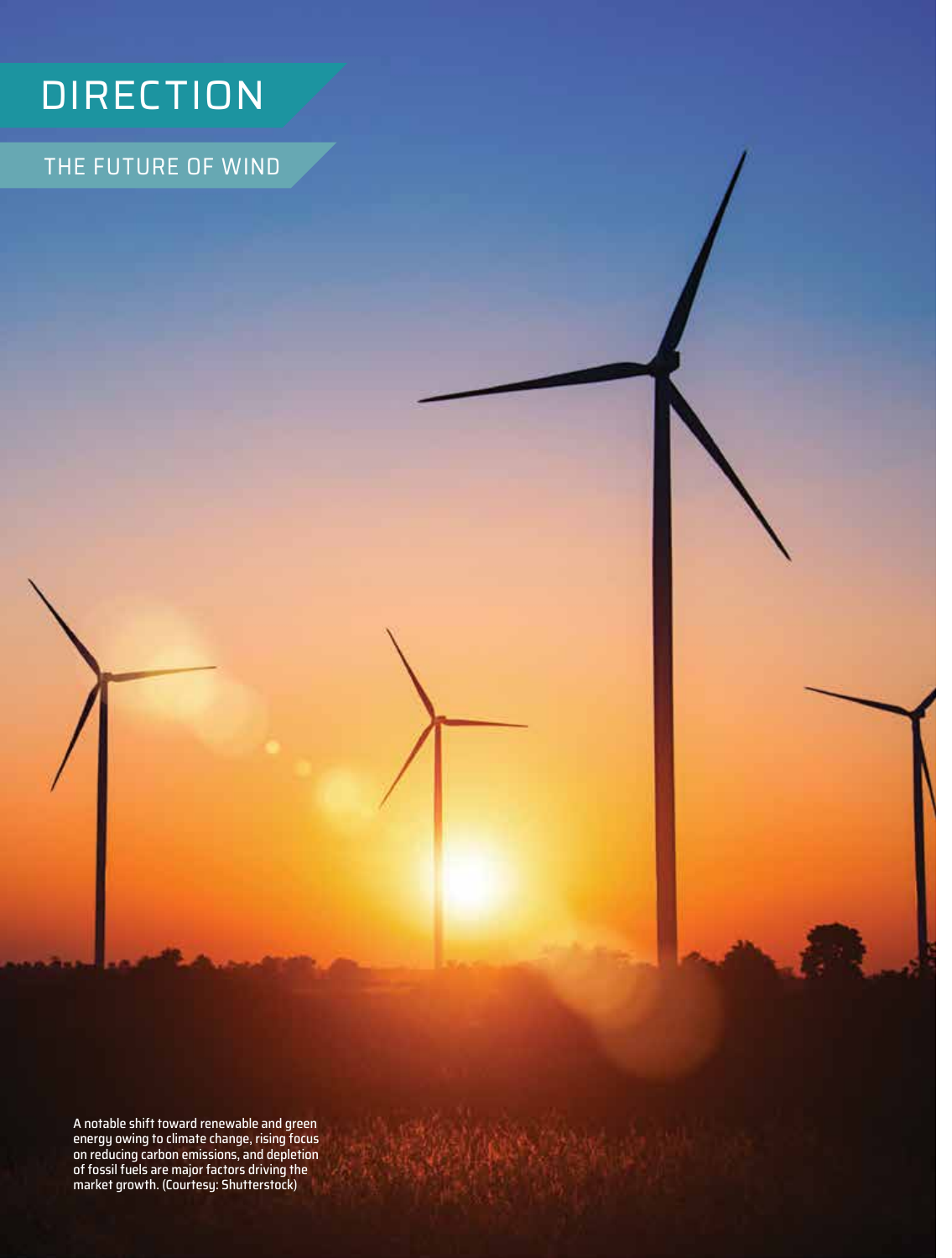# DIRECTION

## THE FUTURE OF WIND

A notable shift toward renewable and green energy owing to climate change, rising focus on reducing carbon emissions, and depletion of fossil fuels are major factors driving the market growth. (Courtesy: Shutterstock)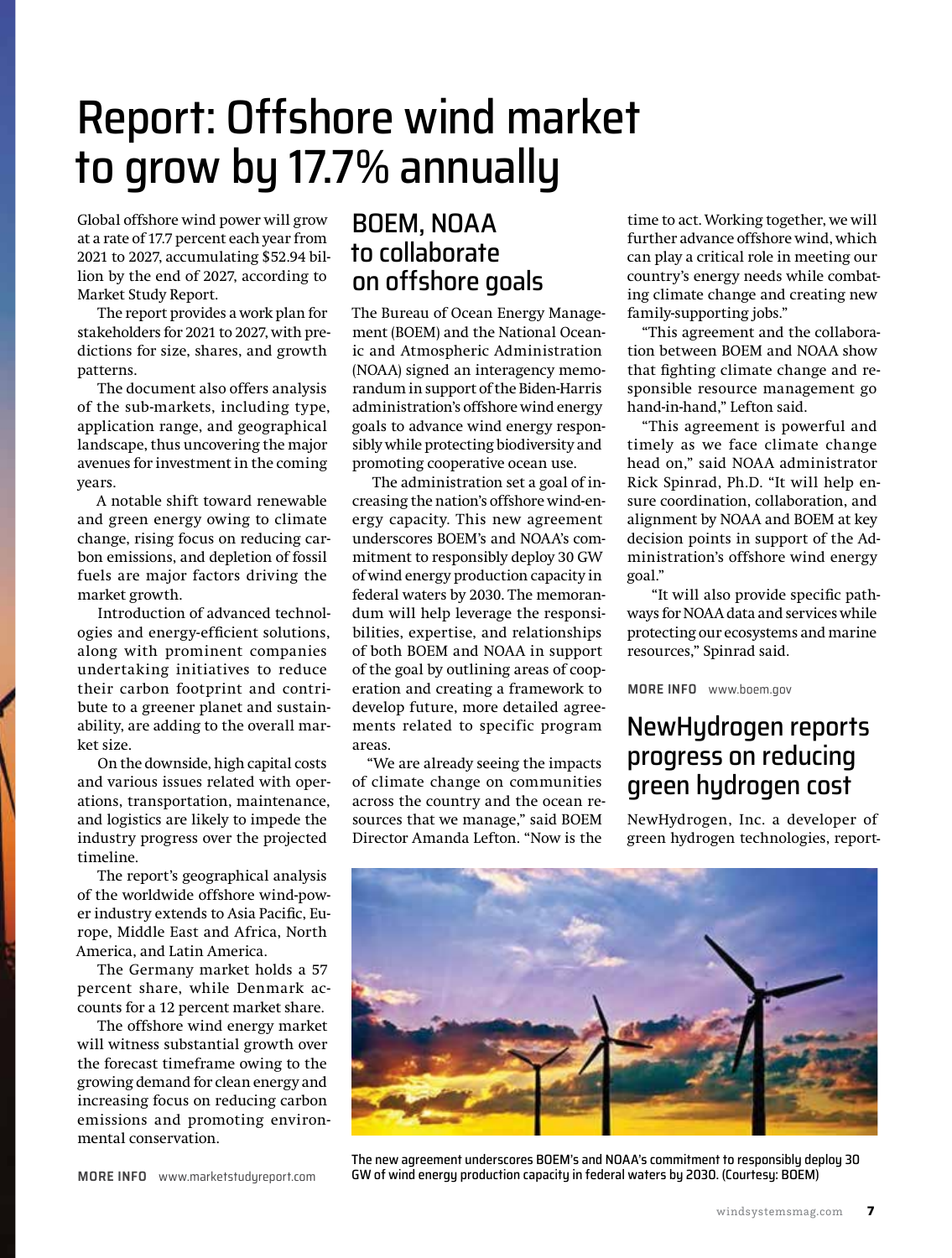# Report: Offshore wind market to grow by 17.7% annually

Global offshore wind power will grow at a rate of 17.7 percent each year from 2021 to 2027, accumulating $52.94 billion by the end of 2027, according to Market Study Report.

The report provides a work plan for stakeholders for 2021 to 2027, with predictions for size, shares, and growth patterns.

The document also offers analysis of the sub-markets, including type, application range, and geographical landscape, thus uncovering the major avenues for investment in the coming years.

A notable shift toward renewable and green energy owing to climate change, rising focus on reducing carbon emissions, and depletion of fossil fuels are major factors driving the market growth.

Introduction of advanced technologies and energy-efficient solutions, along with prominent companies undertaking initiatives to reduce their carbon footprint and contribute to a greener planet and sustainability, are adding to the overall market size.

On the downside, high capital costs and various issues related with operations, transportation, maintenance, and logistics are likely to impede the industry progress over the projected timeline.

The report's geographical analysis of the worldwide offshore wind-power industry extends to Asia Pacific, Europe, Middle East and Africa, North America, and Latin America.

The Germany market holds a 57 percent share, while Denmark accounts for a 12 percent market share.

The offshore wind energy market will witness substantial growth over the forecast timeframe owing to the growing demand for clean energy and increasing focus on reducing carbon emissions and promoting environmental conservation.

**MORE INFO** www.marketstudyreport.com

## BOEM, NOAA to collaborate on offshore goals

The Bureau of Ocean Energy Management (BOEM) and the National Oceanic and Atmospheric Administration (NOAA) signed an interagency memorandum in support of the Biden-Harris administration's offshore wind energy goals to advance wind energy responsibly while protecting biodiversity and promoting cooperative ocean use.

The administration set a goal of increasing the nation's offshore wind-energy capacity. This new agreement underscores BOEM's and NOAA's commitment to responsibly deploy 30 GW of wind energy production capacity in federal waters by 2030. The memorandum will help leverage the responsibilities, expertise, and relationships of both BOEM and NOAA in support of the goal by outlining areas of cooperation and creating a framework to develop future, more detailed agreements related to specific program areas.

"We are already seeing the impacts of climate change on communities across the country and the ocean resources that we manage," said BOEM Director Amanda Lefton. "Now is the time to act. Working together, we will further advance offshore wind, which can play a critical role in meeting our country's energy needs while combating climate change and creating new family-supporting jobs."

"This agreement and the collaboration between BOEM and NOAA show that fighting climate change and responsible resource management go hand-in-hand," Lefton said.

"This agreement is powerful and timely as we face climate change head on," said NOAA administrator Rick Spinrad, Ph.D. "It will help ensure coordination, collaboration, and alignment by NOAA and BOEM at key decision points in support of the Administration's offshore wind energy goal."

"It will also provide specific pathways for NOAA data and services while protecting our ecosystems and marine resources," Spinrad said.

**MORE INFO** www.boem.gov

The new agreement underscores BOEM's and NOAA's commitment to responsibly deploy 30 GW of wind energy production capacity in federal waters by 2030. (Courtesy: BOEM)

## NewHydrogen reports progress on reducing green hydrogen cost

NewHydrogen, Inc. a developer of green hydrogen technologies, report-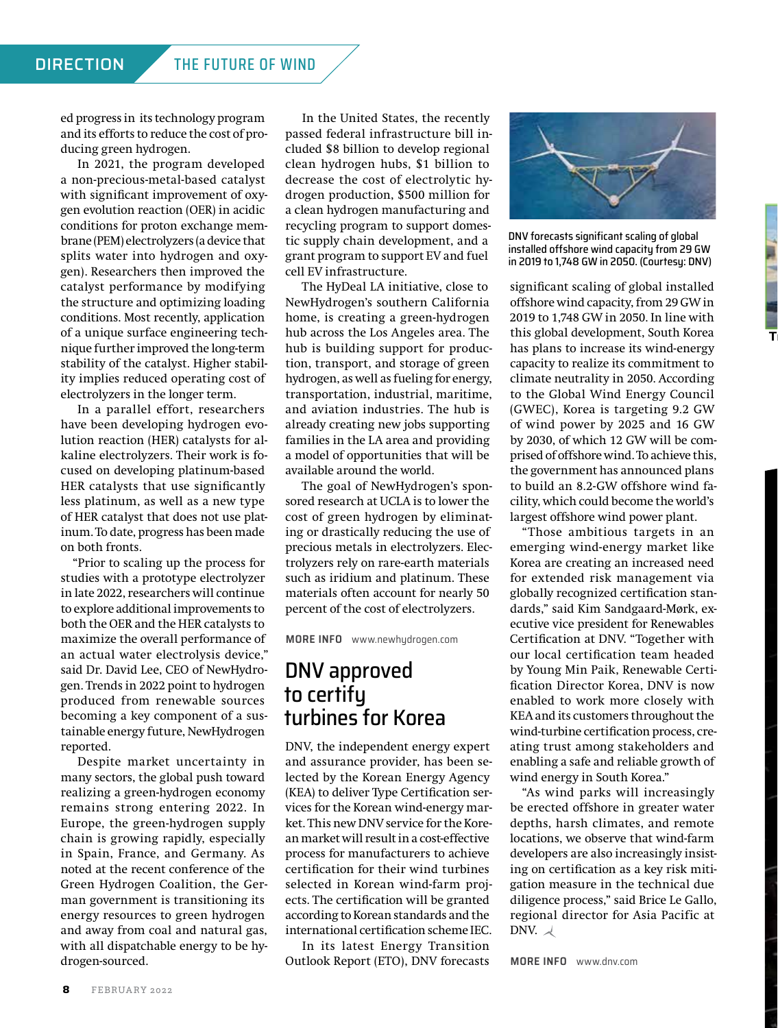ed progress in its technology program and its efforts to reduce the cost of producing green hydrogen.

In 2021, the program developed a non-precious-metal-based catalyst with significant improvement of oxygen evolution reaction (OER) in acidic conditions for proton exchange membrane (PEM) electrolyzers (a device that splits water into hydrogen and oxygen). Researchers then improved the catalyst performance by modifying the structure and optimizing loading conditions. Most recently, application of a unique surface engineering technique further improved the long-term stability of the catalyst. Higher stability implies reduced operating cost of electrolyzers in the longer term.

In a parallel effort, researchers have been developing hydrogen evolution reaction (HER) catalysts for alkaline electrolyzers. Their work is focused on developing platinum-based HER catalysts that use significantly less platinum, as well as a new type of HER catalyst that does not use platinum. To date, progress has been made on both fronts.

"Prior to scaling up the process for studies with a prototype electrolyzer in late 2022, researchers will continue to explore additional improvements to both the OER and the HER catalysts to maximize the overall performance of an actual water electrolysis device," said Dr. David Lee, CEO of NewHydrogen. Trends in 2022 point to hydrogen produced from renewable sources becoming a key component of a sustainable energy future, NewHydrogen reported.

Despite market uncertainty in many sectors, the global push toward realizing a green-hydrogen economy remains strong entering 2022. In Europe, the green-hydrogen supply chain is growing rapidly, especially in Spain, France, and Germany. As noted at the recent conference of the Green Hydrogen Coalition, the German government is transitioning its energy resources to green hydrogen and away from coal and natural gas, with all dispatchable energy to be hydrogen-sourced.

In the United States, the recently passed federal infrastructure bill included $8 billion to develop regional clean hydrogen hubs, $1 billion to decrease the cost of electrolytic hydrogen production, $500 million for a clean hydrogen manufacturing and recycling program to support domestic supply chain development, and a grant program to support EV and fuel cell EV infrastructure.

The HyDeal LA initiative, close to NewHydrogen's southern California home, is creating a green-hydrogen hub across the Los Angeles area. The hub is building support for production, transport, and storage of green hydrogen, as well as fueling for energy, transportation, industrial, maritime, and aviation industries. The hub is already creating new jobs supporting families in the LA area and providing a model of opportunities that will be available around the world.

The goal of NewHydrogen's sponsored research at UCLA is to lower the cost of green hydrogen by eliminating or drastically reducing the use of precious metals in electrolyzers. Electrolyzers rely on rare-earth materials such as iridium and platinum. These materials often account for nearly 50 percent of the cost of electrolyzers.

**MORE INFO** www.newhydrogen.com

## DNV approved to certify turbines for Korea

DNV, the independent energy expert and assurance provider, has been selected by the Korean Energy Agency (KEA) to deliver Type Certification services for the Korean wind-energy market. This new DNV service for the Korean market will result in a cost-effective process for manufacturers to achieve certification for their wind turbines selected in Korean wind-farm projects. The certification will be granted according to Korean standards and the international certification scheme IEC.

In its latest Energy Transition Outlook Report (ETO), DNV forecasts significant scaling of global installed offshore wind capacity, from 29 GW in 2019 to 1,748 GW in 2050. In line with this global development, South Korea has plans to increase its wind-energy capacity to realize its commitment to climate neutrality in 2050. According to the Global Wind Energy Council (GWEC), Korea is targeting 9.2 GW of wind power by 2025 and 16 GW by 2030, of which 12 GW will be comprised of offshore wind. To achieve this, the government has announced plans to build an 8.2-GW offshore wind facility, which could become the world's largest offshore wind power plant.

DNV forecasts significant scaling of global installed offshore wind capacity from 29 GW in 2019 to 1,748 GW in 2050. (Courtesy: DNV)

"Those ambitious targets in an emerging wind-energy market like Korea are creating an increased need for extended risk management via globally recognized certification standards," said Kim Sandgaard-Mørk, executive vice president for Renewables Certification at DNV. "Together with our local certification team headed by Young Min Paik, Renewable Certification Director Korea, DNV is now enabled to work more closely with KEA and its customers throughout the wind-turbine certification process, creating trust among stakeholders and enabling a safe and reliable growth of wind energy in South Korea."

"As wind parks will increasingly be erected offshore in greater water depths, harsh climates, and remote locations, we observe that wind-farm developers are also increasingly insisting on certification as a key risk mitigation measure in the technical due diligence process," said Brice Le Gallo, regional director for Asia Pacific at DNV.

**MORE INFO** www.dnv.com